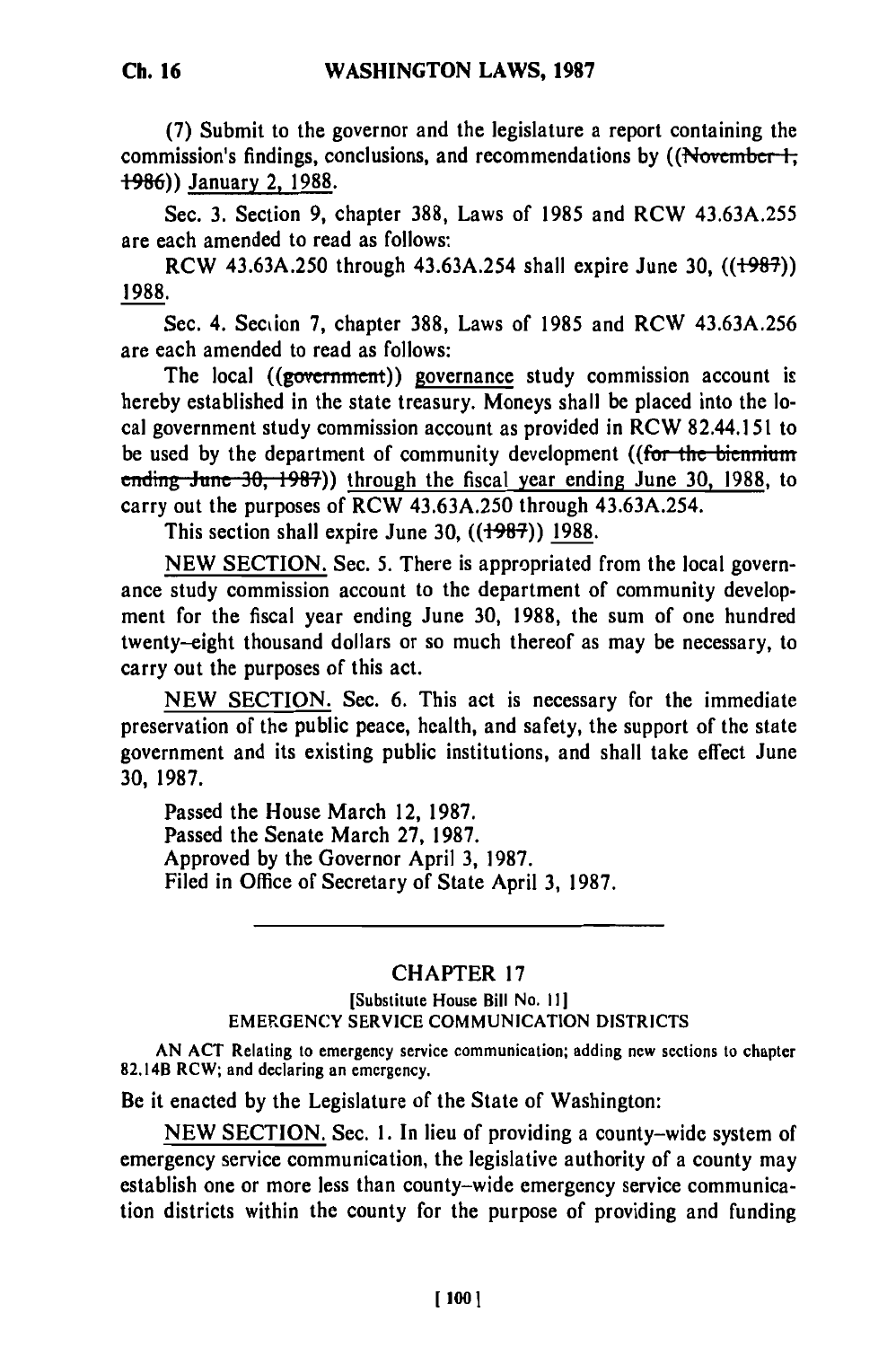(7) Submit to the governor and the legislature a report containing the commission's findings, conclusions, and recommendations by ((~~November 1, 1986~~)) January 2, 1988.

Sec. 3. Section 9, chapter 388, Laws of 1985 and RCW 43.63A.255 are each amended to read as follows:

RCW 43.63A.250 through 43.63A.254 shall expire June 30, ((~~1987~~)) 1988.

Sec. 4. Section 7, chapter 388, Laws of 1985 and RCW 43.63A.256 are each amended to read as follows:

The local ((~~government~~)) governance study commission account is hereby established in the state treasury. Moneys shall be placed into the local government study commission account as provided in RCW 82.44.151 to be used by the department of community development ((~~for the biennium ending June 30, 1987~~)) through the fiscal year ending June 30, 1988, to carry out the purposes of RCW 43.63A.250 through 43.63A.254.

This section shall expire June 30, ((~~1987~~)) 1988.

NEW SECTION. Sec. 5. There is appropriated from the local governance study commission account to the department of community development for the fiscal year ending June 30, 1988, the sum of one hundred twenty-eight thousand dollars or so much thereof as may be necessary, to carry out the purposes of this act.

NEW SECTION. Sec. 6. This act is necessary for the immediate preservation of the public peace, health, and safety, the support of the state government and its existing public institutions, and shall take effect June 30, 1987.

Passed the House March 12, 1987.
Passed the Senate March 27, 1987.
Approved by the Governor April 3, 1987.
Filed in Office of Secretary of State April 3, 1987.

---

## CHAPTER 17

[Substitute House Bill No. 11]
EMERGENCY SERVICE COMMUNICATION DISTRICTS

AN ACT Relating to emergency service communication; adding new sections to chapter 82.14B RCW; and declaring an emergency.

Be it enacted by the Legislature of the State of Washington:

NEW SECTION. Sec. 1. In lieu of providing a county-wide system of emergency service communication, the legislative authority of a county may establish one or more less than county-wide emergency service communication districts within the county for the purpose of providing and funding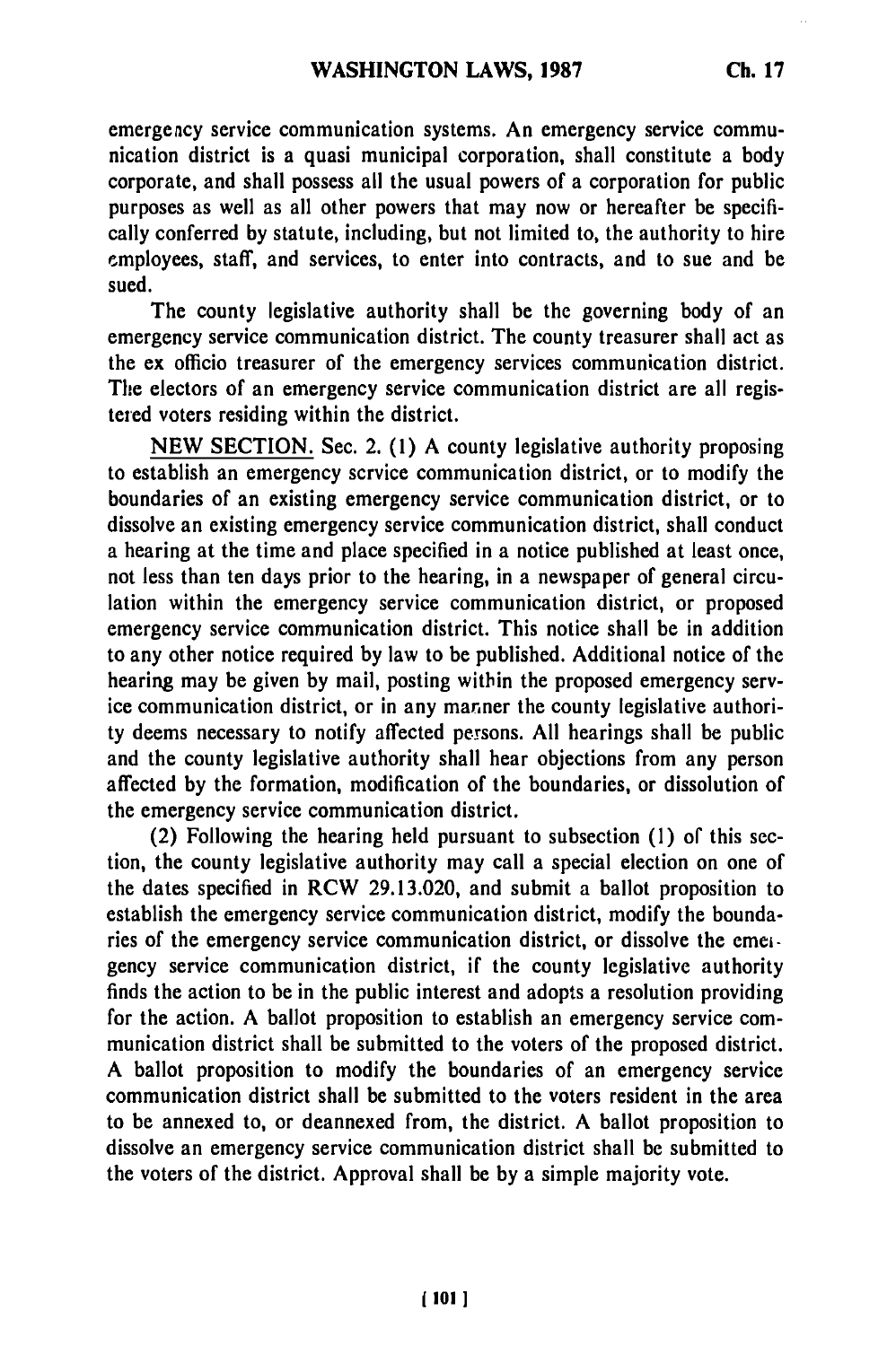emergency service communication systems. An emergency service communication district is a quasi municipal corporation, shall constitute a body corporate, and shall possess all the usual powers of a corporation for public purposes as well as all other powers that may now or hereafter be specifically conferred by statute, including, but not limited to, the authority to hire employees, staff, and services, to enter into contracts, and to sue and be sued.

The county legislative authority shall be the governing body of an emergency service communication district. The county treasurer shall act as the ex officio treasurer of the emergency services communication district. The electors of an emergency service communication district are all registered voters residing within the district.

NEW SECTION. Sec. 2. (1) A county legislative authority proposing to establish an emergency service communication district, or to modify the boundaries of an existing emergency service communication district, or to dissolve an existing emergency service communication district, shall conduct a hearing at the time and place specified in a notice published at least once, not less than ten days prior to the hearing, in a newspaper of general circulation within the emergency service communication district, or proposed emergency service communication district. This notice shall be in addition to any other notice required by law to be published. Additional notice of the hearing may be given by mail, posting within the proposed emergency service communication district, or in any manner the county legislative authority deems necessary to notify affected persons. All hearings shall be public and the county legislative authority shall hear objections from any person affected by the formation, modification of the boundaries, or dissolution of the emergency service communication district.

(2) Following the hearing held pursuant to subsection (1) of this section, the county legislative authority may call a special election on one of the dates specified in RCW 29.13.020, and submit a ballot proposition to establish the emergency service communication district, modify the boundaries of the emergency service communication district, or dissolve the emergency service communication district, if the county legislative authority finds the action to be in the public interest and adopts a resolution providing for the action. A ballot proposition to establish an emergency service communication district shall be submitted to the voters of the proposed district. A ballot proposition to modify the boundaries of an emergency service communication district shall be submitted to the voters resident in the area to be annexed to, or deannexed from, the district. A ballot proposition to dissolve an emergency service communication district shall be submitted to the voters of the district. Approval shall be by a simple majority vote.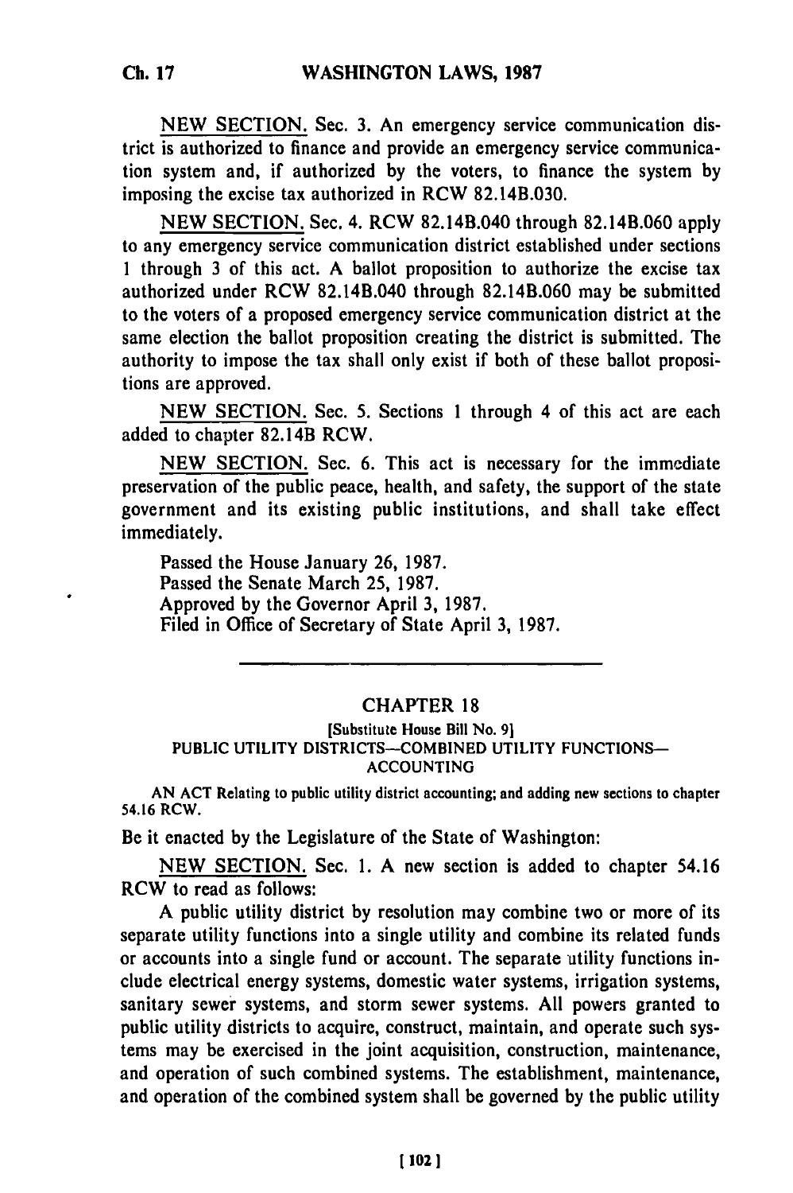NEW SECTION. Sec. 3. An emergency service communication district is authorized to finance and provide an emergency service communication system and, if authorized by the voters, to finance the system by imposing the excise tax authorized in RCW 82.14B.030.

NEW SECTION. Sec. 4. RCW 82.14B.040 through 82.14B.060 apply to any emergency service communication district established under sections 1 through 3 of this act. A ballot proposition to authorize the excise tax authorized under RCW 82.14B.040 through 82.14B.060 may be submitted to the voters of a proposed emergency service communication district at the same election the ballot proposition creating the district is submitted. The authority to impose the tax shall only exist if both of these ballot propositions are approved.

NEW SECTION. Sec. 5. Sections 1 through 4 of this act are each added to chapter 82.14B RCW.

NEW SECTION. Sec. 6. This act is necessary for the immediate preservation of the public peace, health, and safety, the support of the state government and its existing public institutions, and shall take effect immediately.

Passed the House January 26, 1987.
Passed the Senate March 25, 1987.
Approved by the Governor April 3, 1987.
Filed in Office of Secretary of State April 3, 1987.

---

## CHAPTER 18

[Substitute House Bill No. 9]

PUBLIC UTILITY DISTRICTS—COMBINED UTILITY FUNCTIONS—ACCOUNTING

AN ACT Relating to public utility district accounting; and adding new sections to chapter 54.16 RCW.

Be it enacted by the Legislature of the State of Washington:

NEW SECTION. Sec. 1. A new section is added to chapter 54.16 RCW to read as follows:

A public utility district by resolution may combine two or more of its separate utility functions into a single utility and combine its related funds or accounts into a single fund or account. The separate utility functions include electrical energy systems, domestic water systems, irrigation systems, sanitary sewer systems, and storm sewer systems. All powers granted to public utility districts to acquire, construct, maintain, and operate such systems may be exercised in the joint acquisition, construction, maintenance, and operation of such combined systems. The establishment, maintenance, and operation of the combined system shall be governed by the public utility